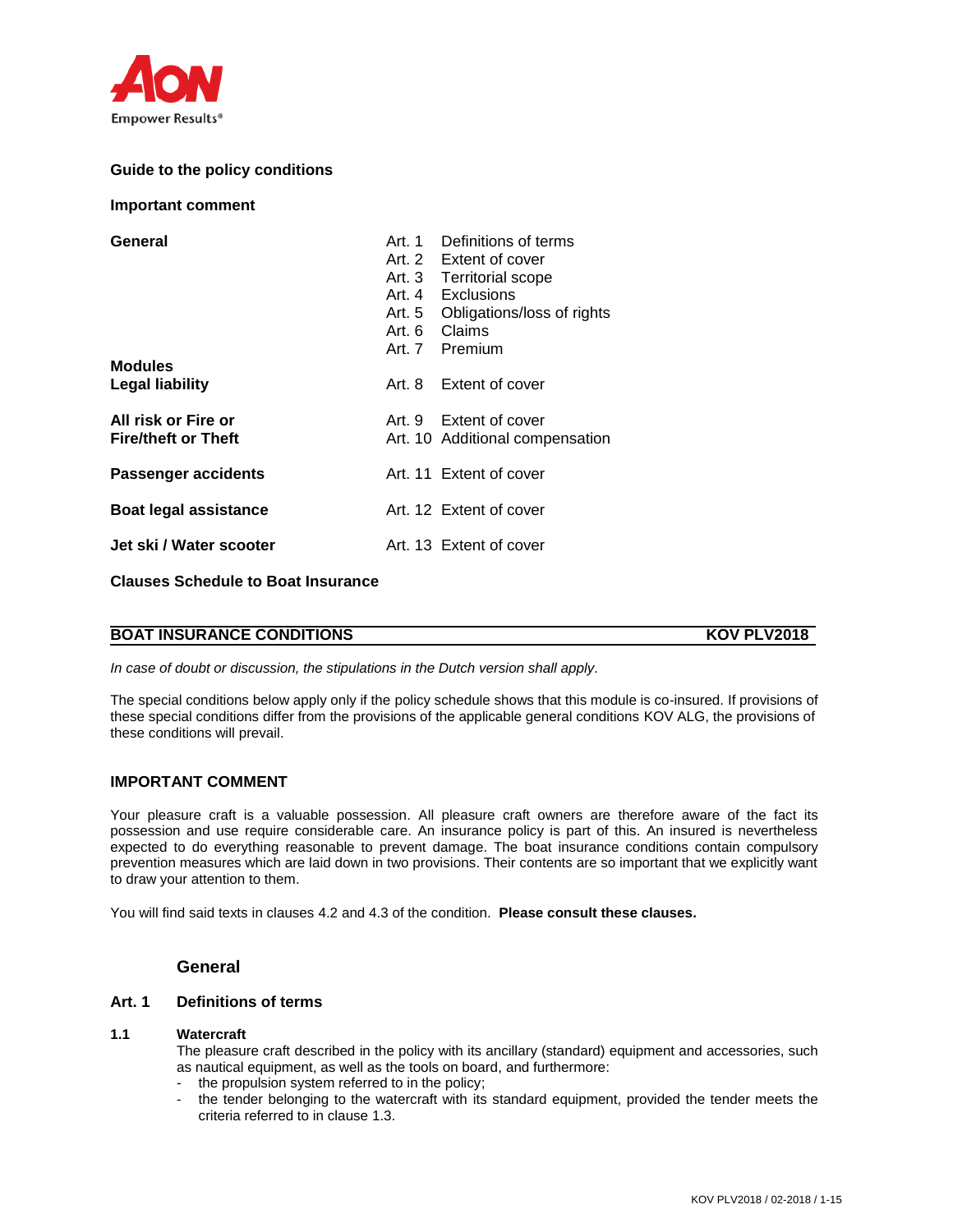Empower Results®

**Guide to the policy conditions**

**Important comment**

| | | |
|---|---|---|
| **General** | Art. 1 | Definitions of terms |
| | Art. 2 | Extent of cover |
| | Art. 3 | Territorial scope |
| | Art. 4 | Exclusions |
| | Art. 5 | Obligations/loss of rights |
| | Art. 6 | Claims |
| | Art. 7 | Premium |
| **Modules** | | |
| **Legal liability** | Art. 8 | Extent of cover |
| **All risk or Fire or Fire/theft or Theft** | Art. 9 | Extent of cover |
| | Art. 10 | Additional compensation |
| **Passenger accidents** | Art. 11 | Extent of cover |
| **Boat legal assistance** | Art. 12 | Extent of cover |
| **Jet ski / Water scooter** | Art. 13 | Extent of cover |

**Clauses Schedule to Boat Insurance**

**BOAT INSURANCE CONDITIONS** **KOV PLV2018**

*In case of doubt or discussion, the stipulations in the Dutch version shall apply.*

The special conditions below apply only if the policy schedule shows that this module is co-insured. If provisions of these special conditions differ from the provisions of the applicable general conditions KOV ALG, the provisions of these conditions will prevail.

## IMPORTANT COMMENT

Your pleasure craft is a valuable possession. All pleasure craft owners are therefore aware of the fact its possession and use require considerable care. An insurance policy is part of this. An insured is nevertheless expected to do everything reasonable to prevent damage. The boat insurance conditions contain compulsory prevention measures which are laid down in two provisions. Their contents are so important that we explicitly want to draw your attention to them.

You will find said texts in clauses 4.2 and 4.3 of the condition. **Please consult these clauses.**

## General

### Art. 1 Definitions of terms

**1.1 Watercraft**

The pleasure craft described in the policy with its ancillary (standard) equipment and accessories, such as nautical equipment, as well as the tools on board, and furthermore:

- the propulsion system referred to in the policy;
- the tender belonging to the watercraft with its standard equipment, provided the tender meets the criteria referred to in clause 1.3.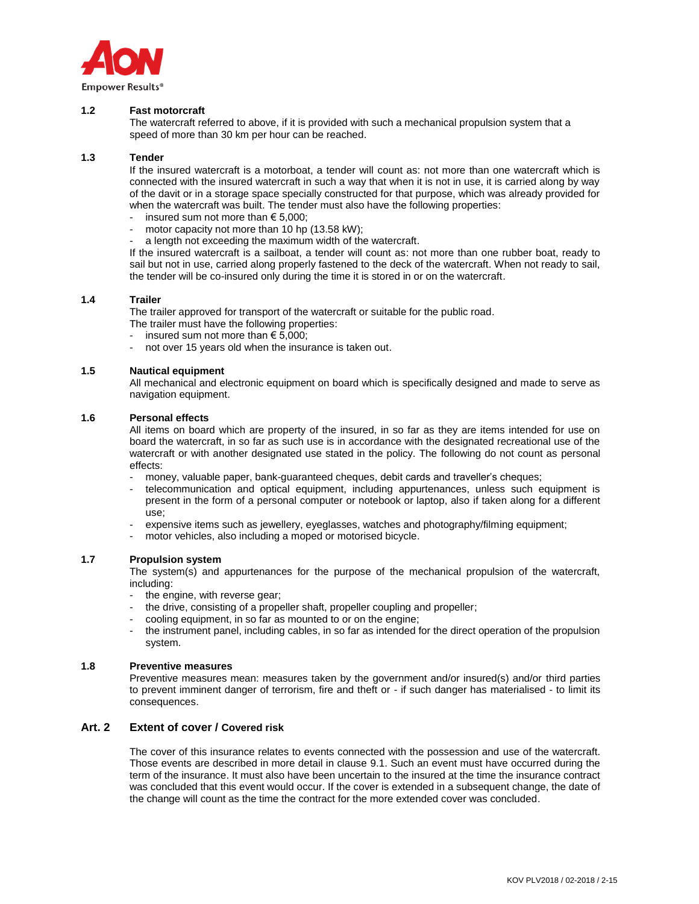### 1.2 Fast motorcraft

The watercraft referred to above, if it is provided with such a mechanical propulsion system that a speed of more than 30 km per hour can be reached.

### 1.3 Tender

If the insured watercraft is a motorboat, a tender will count as: not more than one watercraft which is connected with the insured watercraft in such a way that when it is not in use, it is carried along by way of the davit or in a storage space specially constructed for that purpose, which was already provided for when the watercraft was built. The tender must also have the following properties:

- insured sum not more than € 5,000;
- motor capacity not more than 10 hp (13.58 kW);
- a length not exceeding the maximum width of the watercraft.

If the insured watercraft is a sailboat, a tender will count as: not more than one rubber boat, ready to sail but not in use, carried along properly fastened to the deck of the watercraft. When not ready to sail, the tender will be co-insured only during the time it is stored in or on the watercraft.

### 1.4 Trailer

The trailer approved for transport of the watercraft or suitable for the public road.
The trailer must have the following properties:

- insured sum not more than € 5,000;
- not over 15 years old when the insurance is taken out.

### 1.5 Nautical equipment

All mechanical and electronic equipment on board which is specifically designed and made to serve as navigation equipment.

### 1.6 Personal effects

All items on board which are property of the insured, in so far as they are items intended for use on board the watercraft, in so far as such use is in accordance with the designated recreational use of the watercraft or with another designated use stated in the policy. The following do not count as personal effects:

- money, valuable paper, bank-guaranteed cheques, debit cards and traveller's cheques;
- telecommunication and optical equipment, including appurtenances, unless such equipment is present in the form of a personal computer or notebook or laptop, also if taken along for a different use;
- expensive items such as jewellery, eyeglasses, watches and photography/filming equipment;
- motor vehicles, also including a moped or motorised bicycle.

### 1.7 Propulsion system

The system(s) and appurtenances for the purpose of the mechanical propulsion of the watercraft, including:

- the engine, with reverse gear;
- the drive, consisting of a propeller shaft, propeller coupling and propeller;
- cooling equipment, in so far as mounted to or on the engine;
- the instrument panel, including cables, in so far as intended for the direct operation of the propulsion system.

### 1.8 Preventive measures

Preventive measures mean: measures taken by the government and/or insured(s) and/or third parties to prevent imminent danger of terrorism, fire and theft or - if such danger has materialised - to limit its consequences.

## Art. 2 Extent of cover / Covered risk

The cover of this insurance relates to events connected with the possession and use of the watercraft. Those events are described in more detail in clause 9.1. Such an event must have occurred during the term of the insurance. It must also have been uncertain to the insured at the time the insurance contract was concluded that this event would occur. If the cover is extended in a subsequent change, the date of the change will count as the time the contract for the more extended cover was concluded.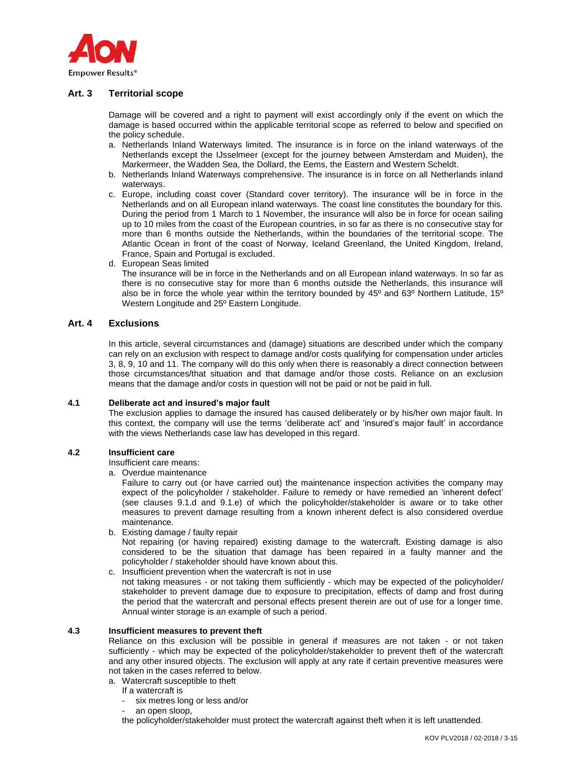## Art. 3 Territorial scope

Damage will be covered and a right to payment will exist accordingly only if the event on which the damage is based occurred within the applicable territorial scope as referred to below and specified on the policy schedule.

a. Netherlands Inland Waterways limited. The insurance is in force on the inland waterways of the Netherlands except the IJsselmeer (except for the journey between Amsterdam and Muiden), the Markermeer, the Wadden Sea, the Dollard, the Eems, the Eastern and Western Scheldt.
b. Netherlands Inland Waterways comprehensive. The insurance is in force on all Netherlands inland waterways.
c. Europe, including coast cover (Standard cover territory). The insurance will be in force in the Netherlands and on all European inland waterways. The coast line constitutes the boundary for this. During the period from 1 March to 1 November, the insurance will also be in force for ocean sailing up to 10 miles from the coast of the European countries, in so far as there is no consecutive stay for more than 6 months outside the Netherlands, within the boundaries of the territorial scope. The Atlantic Ocean in front of the coast of Norway, Iceland Greenland, the United Kingdom, Ireland, France, Spain and Portugal is excluded.
d. European Seas limited
   The insurance will be in force in the Netherlands and on all European inland waterways. In so far as there is no consecutive stay for more than 6 months outside the Netherlands, this insurance will also be in force the whole year within the territory bounded by 45º and 63º Northern Latitude, 15º Western Longitude and 25º Eastern Longitude.

## Art. 4 Exclusions

In this article, several circumstances and (damage) situations are described under which the company can rely on an exclusion with respect to damage and/or costs qualifying for compensation under articles 3, 8, 9, 10 and 11. The company will do this only when there is reasonably a direct connection between those circumstances/that situation and that damage and/or those costs. Reliance on an exclusion means that the damage and/or costs in question will not be paid or not be paid in full.

### 4.1 Deliberate act and insured's major fault

The exclusion applies to damage the insured has caused deliberately or by his/her own major fault. In this context, the company will use the terms 'deliberate act' and 'insured's major fault' in accordance with the views Netherlands case law has developed in this regard.

### 4.2 Insufficient care

Insufficient care means:

a. Overdue maintenance
   Failure to carry out (or have carried out) the maintenance inspection activities the company may expect of the policyholder / stakeholder. Failure to remedy or have remedied an 'inherent defect' (see clauses 9.1.d and 9.1.e) of which the policyholder/stakeholder is aware or to take other measures to prevent damage resulting from a known inherent defect is also considered overdue maintenance.
b. Existing damage / faulty repair
   Not repairing (or having repaired) existing damage to the watercraft. Existing damage is also considered to be the situation that damage has been repaired in a faulty manner and the policyholder / stakeholder should have known about this.
c. Insufficient prevention when the watercraft is not in use
   not taking measures - or not taking them sufficiently - which may be expected of the policyholder/ stakeholder to prevent damage due to exposure to precipitation, effects of damp and frost during the period that the watercraft and personal effects present therein are out of use for a longer time. Annual winter storage is an example of such a period.

### 4.3 Insufficient measures to prevent theft

Reliance on this exclusion will be possible in general if measures are not taken - or not taken sufficiently - which may be expected of the policyholder/stakeholder to prevent theft of the watercraft and any other insured objects. The exclusion will apply at any rate if certain preventive measures were not taken in the cases referred to below.

a. Watercraft susceptible to theft
   If a watercraft is
   - six metres long or less and/or
   - an open sloop,

   the policyholder/stakeholder must protect the watercraft against theft when it is left unattended.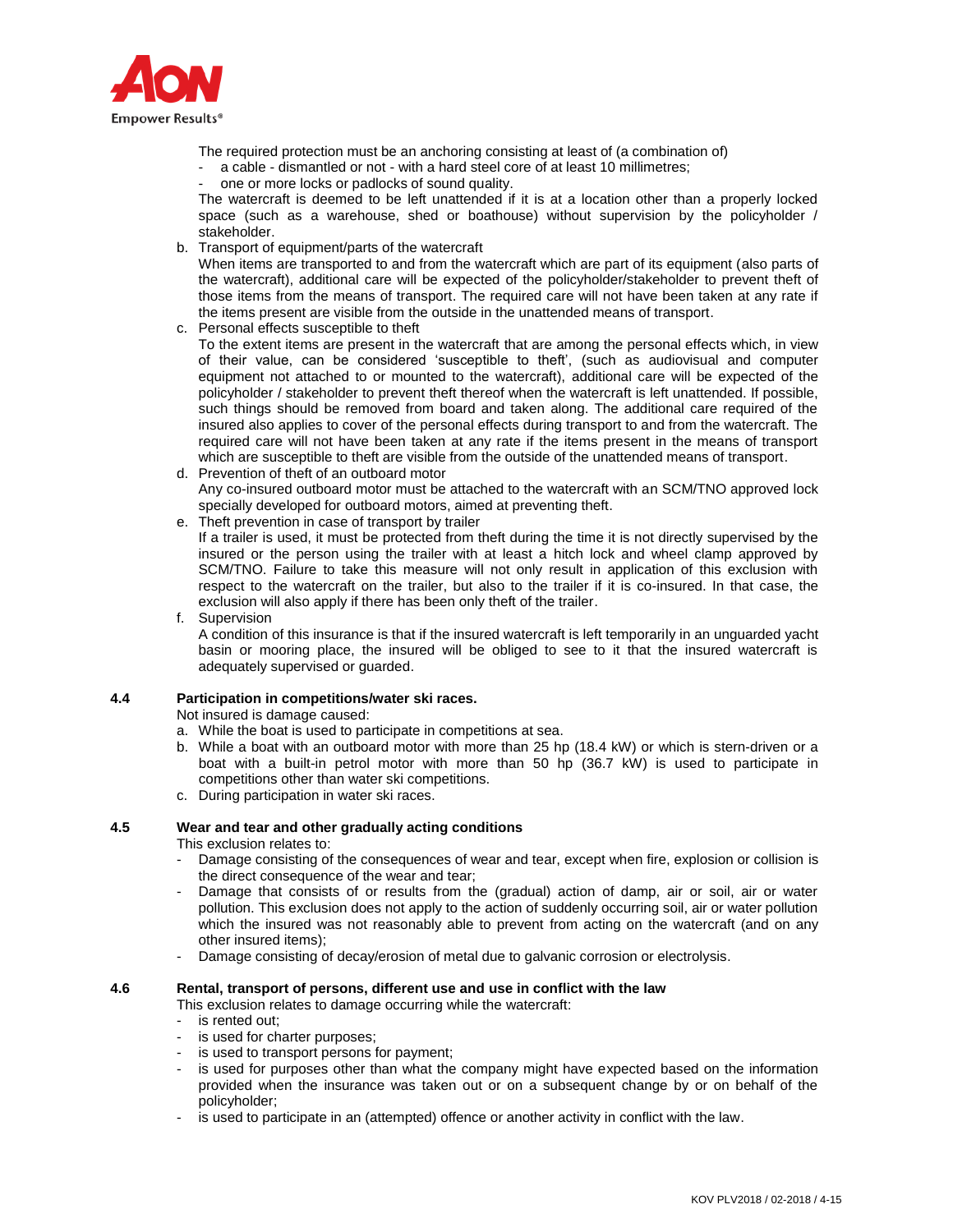The required protection must be an anchoring consisting at least of (a combination of)

- a cable - dismantled or not - with a hard steel core of at least 10 millimetres;
- one or more locks or padlocks of sound quality.

The watercraft is deemed to be left unattended if it is at a location other than a properly locked space (such as a warehouse, shed or boathouse) without supervision by the policyholder / stakeholder.

b. Transport of equipment/parts of the watercraft
   When items are transported to and from the watercraft which are part of its equipment (also parts of the watercraft), additional care will be expected of the policyholder/stakeholder to prevent theft of those items from the means of transport. The required care will not have been taken at any rate if the items present are visible from the outside in the unattended means of transport.
c. Personal effects susceptible to theft
   To the extent items are present in the watercraft that are among the personal effects which, in view of their value, can be considered 'susceptible to theft', (such as audiovisual and computer equipment not attached to or mounted to the watercraft), additional care will be expected of the policyholder / stakeholder to prevent theft thereof when the watercraft is left unattended. If possible, such things should be removed from board and taken along. The additional care required of the insured also applies to cover of the personal effects during transport to and from the watercraft. The required care will not have been taken at any rate if the items present in the means of transport which are susceptible to theft are visible from the outside of the unattended means of transport.
d. Prevention of theft of an outboard motor
   Any co-insured outboard motor must be attached to the watercraft with an SCM/TNO approved lock specially developed for outboard motors, aimed at preventing theft.
e. Theft prevention in case of transport by trailer
   If a trailer is used, it must be protected from theft during the time it is not directly supervised by the insured or the person using the trailer with at least a hitch lock and wheel clamp approved by SCM/TNO. Failure to take this measure will not only result in application of this exclusion with respect to the watercraft on the trailer, but also to the trailer if it is co-insured. In that case, the exclusion will also apply if there has been only theft of the trailer.
f. Supervision
   A condition of this insurance is that if the insured watercraft is left temporarily in an unguarded yacht basin or mooring place, the insured will be obliged to see to it that the insured watercraft is adequately supervised or guarded.

### 4.4 Participation in competitions/water ski races.

Not insured is damage caused:

a. While the boat is used to participate in competitions at sea.
b. While a boat with an outboard motor with more than 25 hp (18.4 kW) or which is stern-driven or a boat with a built-in petrol motor with more than 50 hp (36.7 kW) is used to participate in competitions other than water ski competitions.
c. During participation in water ski races.

### 4.5 Wear and tear and other gradually acting conditions

This exclusion relates to:

- Damage consisting of the consequences of wear and tear, except when fire, explosion or collision is the direct consequence of the wear and tear;
- Damage that consists of or results from the (gradual) action of damp, air or soil, air or water pollution. This exclusion does not apply to the action of suddenly occurring soil, air or water pollution which the insured was not reasonably able to prevent from acting on the watercraft (and on any other insured items);
- Damage consisting of decay/erosion of metal due to galvanic corrosion or electrolysis.

### 4.6 Rental, transport of persons, different use and use in conflict with the law

This exclusion relates to damage occurring while the watercraft:

- is rented out;
- is used for charter purposes;
- is used to transport persons for payment;
- is used for purposes other than what the company might have expected based on the information provided when the insurance was taken out or on a subsequent change by or on behalf of the policyholder;
- is used to participate in an (attempted) offence or another activity in conflict with the law.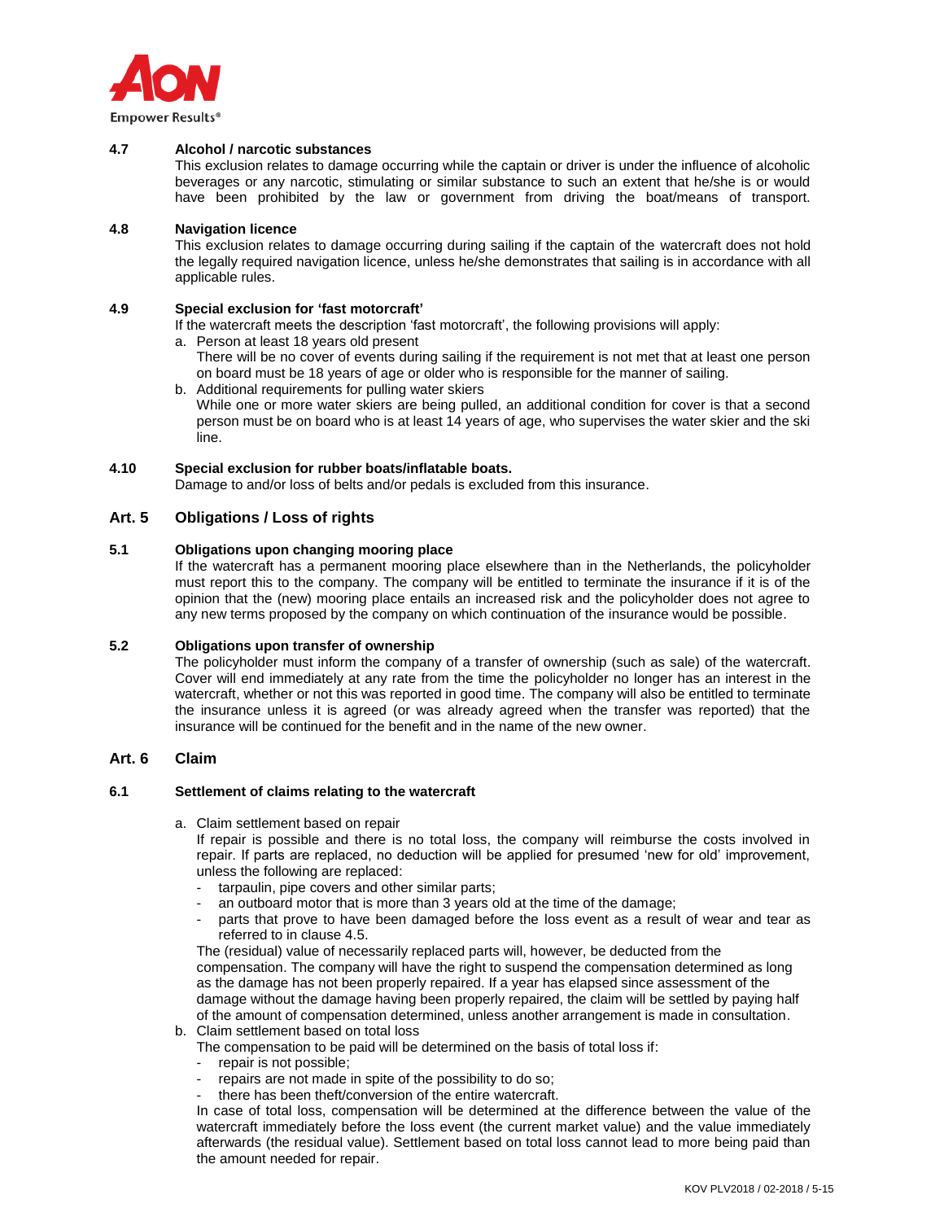### 4.7 Alcohol / narcotic substances

This exclusion relates to damage occurring while the captain or driver is under the influence of alcoholic beverages or any narcotic, stimulating or similar substance to such an extent that he/she is or would have been prohibited by the law or government from driving the boat/means of transport.

### 4.8 Navigation licence

This exclusion relates to damage occurring during sailing if the captain of the watercraft does not hold the legally required navigation licence, unless he/she demonstrates that sailing is in accordance with all applicable rules.

### 4.9 Special exclusion for 'fast motorcraft'

If the watercraft meets the description 'fast motorcraft', the following provisions will apply:

a. Person at least 18 years old present
   There will be no cover of events during sailing if the requirement is not met that at least one person on board must be 18 years of age or older who is responsible for the manner of sailing.
b. Additional requirements for pulling water skiers
   While one or more water skiers are being pulled, an additional condition for cover is that a second person must be on board who is at least 14 years of age, who supervises the water skier and the ski line.

### 4.10 Special exclusion for rubber boats/inflatable boats.

Damage to and/or loss of belts and/or pedals is excluded from this insurance.

## Art. 5 Obligations / Loss of rights

### 5.1 Obligations upon changing mooring place

If the watercraft has a permanent mooring place elsewhere than in the Netherlands, the policyholder must report this to the company. The company will be entitled to terminate the insurance if it is of the opinion that the (new) mooring place entails an increased risk and the policyholder does not agree to any new terms proposed by the company on which continuation of the insurance would be possible.

### 5.2 Obligations upon transfer of ownership

The policyholder must inform the company of a transfer of ownership (such as sale) of the watercraft. Cover will end immediately at any rate from the time the policyholder no longer has an interest in the watercraft, whether or not this was reported in good time. The company will also be entitled to terminate the insurance unless it is agreed (or was already agreed when the transfer was reported) that the insurance will be continued for the benefit and in the name of the new owner.

## Art. 6 Claim

### 6.1 Settlement of claims relating to the watercraft

a. Claim settlement based on repair
   If repair is possible and there is no total loss, the company will reimburse the costs involved in repair. If parts are replaced, no deduction will be applied for presumed 'new for old' improvement, unless the following are replaced:
   - tarpaulin, pipe covers and other similar parts;
   - an outboard motor that is more than 3 years old at the time of the damage;
   - parts that prove to have been damaged before the loss event as a result of wear and tear as referred to in clause 4.5.

   The (residual) value of necessarily replaced parts will, however, be deducted from the compensation. The company will have the right to suspend the compensation determined as long as the damage has not been properly repaired. If a year has elapsed since assessment of the damage without the damage having been properly repaired, the claim will be settled by paying half of the amount of compensation determined, unless another arrangement is made in consultation.
b. Claim settlement based on total loss
   The compensation to be paid will be determined on the basis of total loss if:
   - repair is not possible;
   - repairs are not made in spite of the possibility to do so;
   - there has been theft/conversion of the entire watercraft.

   In case of total loss, compensation will be determined at the difference between the value of the watercraft immediately before the loss event (the current market value) and the value immediately afterwards (the residual value). Settlement based on total loss cannot lead to more being paid than the amount needed for repair.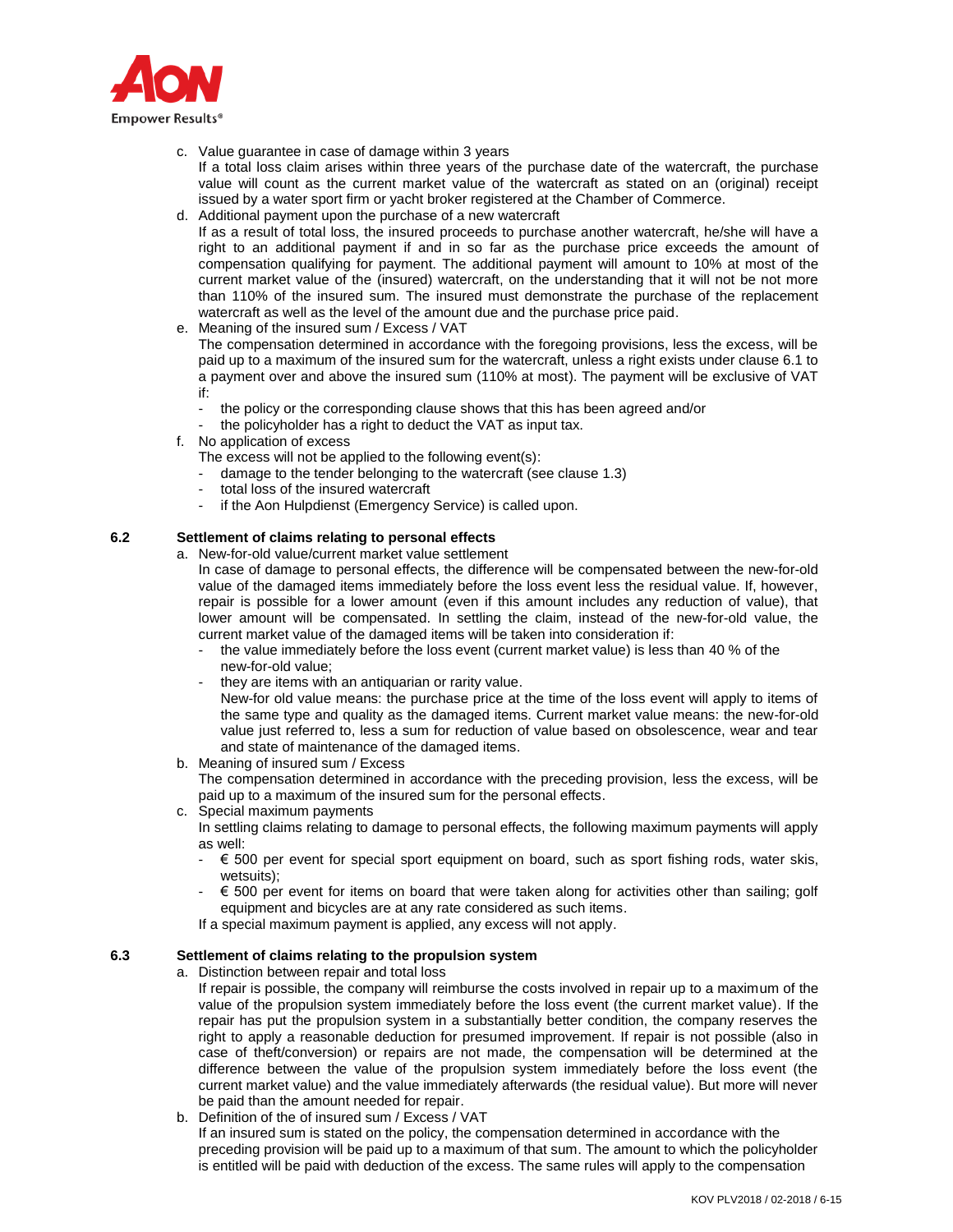c. Value guarantee in case of damage within 3 years

   If a total loss claim arises within three years of the purchase date of the watercraft, the purchase value will count as the current market value of the watercraft as stated on an (original) receipt issued by a water sport firm or yacht broker registered at the Chamber of Commerce.

d. Additional payment upon the purchase of a new watercraft

   If as a result of total loss, the insured proceeds to purchase another watercraft, he/she will have a right to an additional payment if and in so far as the purchase price exceeds the amount of compensation qualifying for payment. The additional payment will amount to 10% at most of the current market value of the (insured) watercraft, on the understanding that it will not be not more than 110% of the insured sum. The insured must demonstrate the purchase of the replacement watercraft as well as the level of the amount due and the purchase price paid.

e. Meaning of the insured sum / Excess / VAT

   The compensation determined in accordance with the foregoing provisions, less the excess, will be paid up to a maximum of the insured sum for the watercraft, unless a right exists under clause 6.1 to a payment over and above the insured sum (110% at most). The payment will be exclusive of VAT if:
   - the policy or the corresponding clause shows that this has been agreed and/or
   - the policyholder has a right to deduct the VAT as input tax.

f. No application of excess

   The excess will not be applied to the following event(s):
   - damage to the tender belonging to the watercraft (see clause 1.3)
   - total loss of the insured watercraft
   - if the Aon Hulpdienst (Emergency Service) is called upon.

### 6.2 Settlement of claims relating to personal effects

a. New-for-old value/current market value settlement

   In case of damage to personal effects, the difference will be compensated between the new-for-old value of the damaged items immediately before the loss event less the residual value. If, however, repair is possible for a lower amount (even if this amount includes any reduction of value), that lower amount will be compensated. In settling the claim, instead of the new-for-old value, the current market value of the damaged items will be taken into consideration if:
   - the value immediately before the loss event (current market value) is less than 40 % of the new-for-old value;
   - they are items with an antiquarian or rarity value.

     New-for old value means: the purchase price at the time of the loss event will apply to items of the same type and quality as the damaged items. Current market value means: the new-for-old value just referred to, less a sum for reduction of value based on obsolescence, wear and tear and state of maintenance of the damaged items.

b. Meaning of insured sum / Excess

   The compensation determined in accordance with the preceding provision, less the excess, will be paid up to a maximum of the insured sum for the personal effects.

c. Special maximum payments

   In settling claims relating to damage to personal effects, the following maximum payments will apply as well:
   - € 500 per event for special sport equipment on board, such as sport fishing rods, water skis, wetsuits);
   - € 500 per event for items on board that were taken along for activities other than sailing; golf equipment and bicycles are at any rate considered as such items.

   If a special maximum payment is applied, any excess will not apply.

### 6.3 Settlement of claims relating to the propulsion system

a. Distinction between repair and total loss

   If repair is possible, the company will reimburse the costs involved in repair up to a maximum of the value of the propulsion system immediately before the loss event (the current market value). If the repair has put the propulsion system in a substantially better condition, the company reserves the right to apply a reasonable deduction for presumed improvement. If repair is not possible (also in case of theft/conversion) or repairs are not made, the compensation will be determined at the difference between the value of the propulsion system immediately before the loss event (the current market value) and the value immediately afterwards (the residual value). But more will never be paid than the amount needed for repair.

b. Definition of the of insured sum / Excess / VAT

   If an insured sum is stated on the policy, the compensation determined in accordance with the preceding provision will be paid up to a maximum of that sum. The amount to which the policyholder is entitled will be paid with deduction of the excess. The same rules will apply to the compensation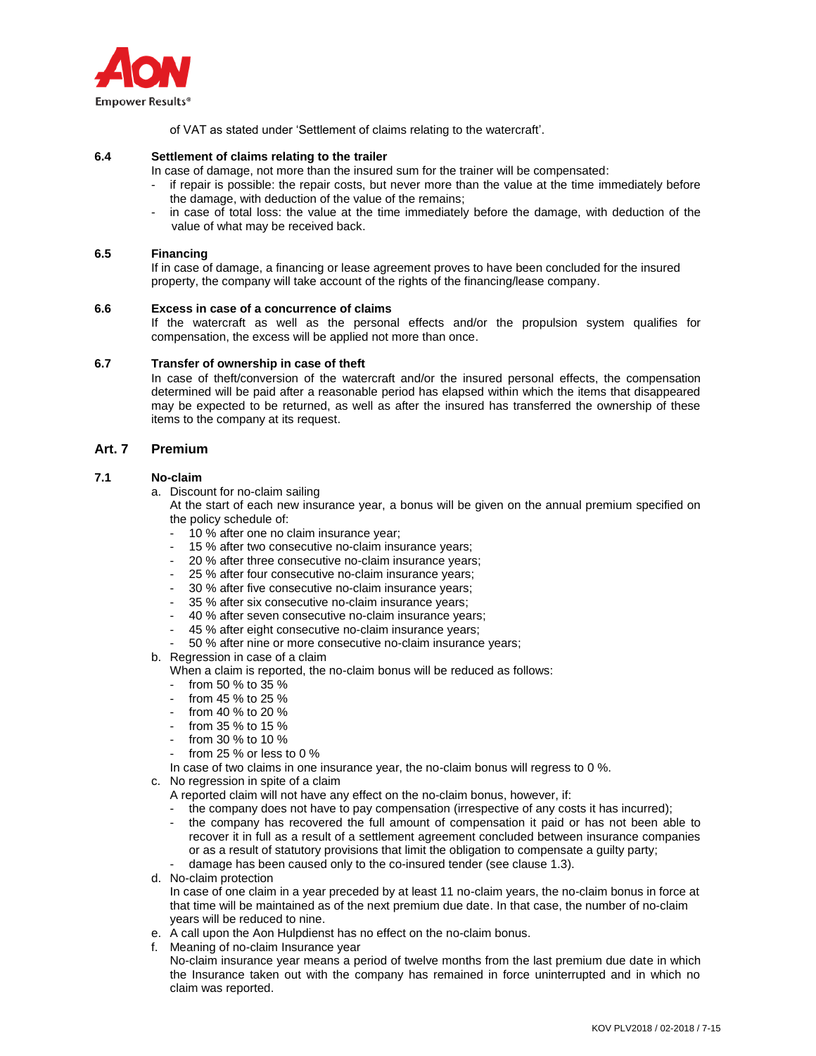of VAT as stated under 'Settlement of claims relating to the watercraft'.

### 6.4 Settlement of claims relating to the trailer

In case of damage, not more than the insured sum for the trainer will be compensated:

- if repair is possible: the repair costs, but never more than the value at the time immediately before the damage, with deduction of the value of the remains;
- in case of total loss: the value at the time immediately before the damage, with deduction of the value of what may be received back.

### 6.5 Financing

If in case of damage, a financing or lease agreement proves to have been concluded for the insured property, the company will take account of the rights of the financing/lease company.

### 6.6 Excess in case of a concurrence of claims

If the watercraft as well as the personal effects and/or the propulsion system qualifies for compensation, the excess will be applied not more than once.

### 6.7 Transfer of ownership in case of theft

In case of theft/conversion of the watercraft and/or the insured personal effects, the compensation determined will be paid after a reasonable period has elapsed within which the items that disappeared may be expected to be returned, as well as after the insured has transferred the ownership of these items to the company at its request.

## Art. 7 Premium

### 7.1 No-claim

a. Discount for no-claim sailing

At the start of each new insurance year, a bonus will be given on the annual premium specified on the policy schedule of:

- 10 % after one no claim insurance year;
- 15 % after two consecutive no-claim insurance years;
- 20 % after three consecutive no-claim insurance years;
- 25 % after four consecutive no-claim insurance years;
- 30 % after five consecutive no-claim insurance years;
- 35 % after six consecutive no-claim insurance years;
- 40 % after seven consecutive no-claim insurance years;
- 45 % after eight consecutive no-claim insurance years;
- 50 % after nine or more consecutive no-claim insurance years;

b. Regression in case of a claim

When a claim is reported, the no-claim bonus will be reduced as follows:

- from 50 % to 35 %
- from 45 % to 25 %
- from 40 % to 20 %
- from 35 % to 15 %
- from 30 % to 10 %
- from 25 % or less to 0 %

In case of two claims in one insurance year, the no-claim bonus will regress to 0 %.

c. No regression in spite of a claim

A reported claim will not have any effect on the no-claim bonus, however, if:

- the company does not have to pay compensation (irrespective of any costs it has incurred);
- the company has recovered the full amount of compensation it paid or has not been able to recover it in full as a result of a settlement agreement concluded between insurance companies or as a result of statutory provisions that limit the obligation to compensate a guilty party;
- damage has been caused only to the co-insured tender (see clause 1.3).

d. No-claim protection

In case of one claim in a year preceded by at least 11 no-claim years, the no-claim bonus in force at that time will be maintained as of the next premium due date. In that case, the number of no-claim years will be reduced to nine.

e. A call upon the Aon Hulpdienst has no effect on the no-claim bonus.

f. Meaning of no-claim Insurance year

No-claim insurance year means a period of twelve months from the last premium due date in which the Insurance taken out with the company has remained in force uninterrupted and in which no claim was reported.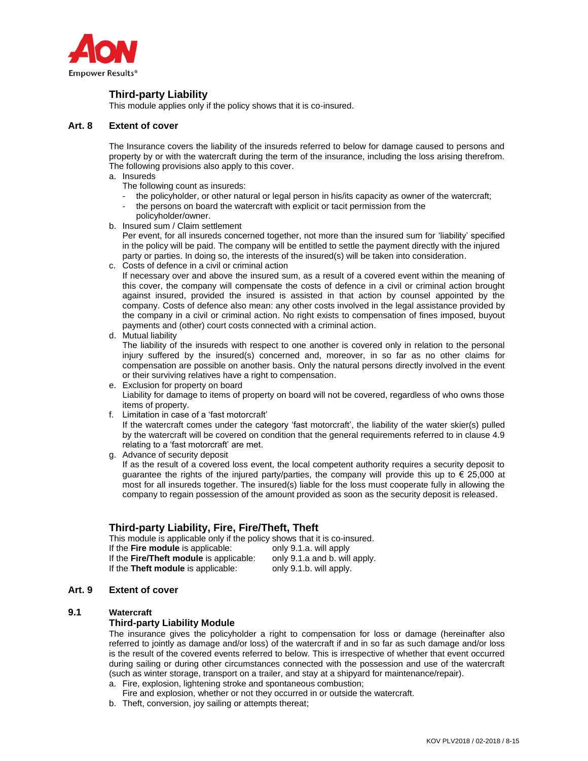## Third-party Liability

This module applies only if the policy shows that it is co-insured.

### Art. 8 Extent of cover

The Insurance covers the liability of the insureds referred to below for damage caused to persons and property by or with the watercraft during the term of the insurance, including the loss arising therefrom. The following provisions also apply to this cover.

a. Insureds
   The following count as insureds:
   - the policyholder, or other natural or legal person in his/its capacity as owner of the watercraft;
   - the persons on board the watercraft with explicit or tacit permission from the policyholder/owner.

b. Insured sum / Claim settlement
   Per event, for all insureds concerned together, not more than the insured sum for 'liability' specified in the policy will be paid. The company will be entitled to settle the payment directly with the injured party or parties. In doing so, the interests of the insured(s) will be taken into consideration.

c. Costs of defence in a civil or criminal action
   If necessary over and above the insured sum, as a result of a covered event within the meaning of this cover, the company will compensate the costs of defence in a civil or criminal action brought against insured, provided the insured is assisted in that action by counsel appointed by the company. Costs of defence also mean: any other costs involved in the legal assistance provided by the company in a civil or criminal action. No right exists to compensation of fines imposed, buyout payments and (other) court costs connected with a criminal action.

d. Mutual liability
   The liability of the insureds with respect to one another is covered only in relation to the personal injury suffered by the insured(s) concerned and, moreover, in so far as no other claims for compensation are possible on another basis. Only the natural persons directly involved in the event or their surviving relatives have a right to compensation.

e. Exclusion for property on board
   Liability for damage to items of property on board will not be covered, regardless of who owns those items of property.

f. Limitation in case of a 'fast motorcraft'
   If the watercraft comes under the category 'fast motorcraft', the liability of the water skier(s) pulled by the watercraft will be covered on condition that the general requirements referred to in clause 4.9 relating to a 'fast motorcraft' are met.

g. Advance of security deposit
   If as the result of a covered loss event, the local competent authority requires a security deposit to guarantee the rights of the injured party/parties, the company will provide this up to € 25,000 at most for all insureds together. The insured(s) liable for the loss must cooperate fully in allowing the company to regain possession of the amount provided as soon as the security deposit is released.

## Third-party Liability, Fire, Fire/Theft, Theft

This module is applicable only if the policy shows that it is co-insured.

| | |
|---|---|
| If the **Fire module** is applicable: | only 9.1.a. will apply |
| If the **Fire/Theft module** is applicable: | only 9.1.a and b. will apply. |
| If the **Theft module** is applicable: | only 9.1.b. will apply. |

### Art. 9 Extent of cover

#### 9.1 Watercraft

**Third-party Liability Module**

The insurance gives the policyholder a right to compensation for loss or damage (hereinafter also referred to jointly as damage and/or loss) of the watercraft if and in so far as such damage and/or loss is the result of the covered events referred to below. This is irrespective of whether that event occurred during sailing or during other circumstances connected with the possession and use of the watercraft (such as winter storage, transport on a trailer, and stay at a shipyard for maintenance/repair).

a. Fire, explosion, lightening stroke and spontaneous combustion;
   Fire and explosion, whether or not they occurred in or outside the watercraft.
b. Theft, conversion, joy sailing or attempts thereat;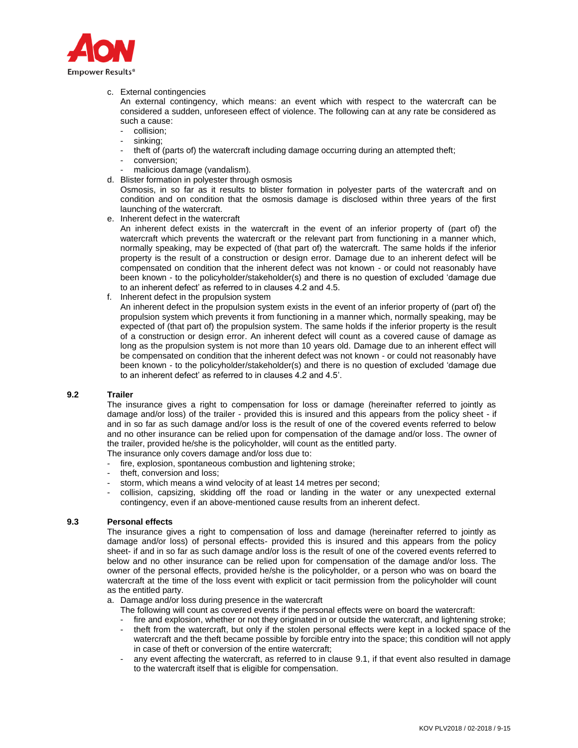c. External contingencies

   An external contingency, which means: an event which with respect to the watercraft can be considered a sudden, unforeseen effect of violence. The following can at any rate be considered as such a cause:

   - collision;
   - sinking;
   - theft of (parts of) the watercraft including damage occurring during an attempted theft;
   - conversion;
   - malicious damage (vandalism).

d. Blister formation in polyester through osmosis

   Osmosis, in so far as it results to blister formation in polyester parts of the watercraft and on condition and on condition that the osmosis damage is disclosed within three years of the first launching of the watercraft.

e. Inherent defect in the watercraft

   An inherent defect exists in the watercraft in the event of an inferior property of (part of) the watercraft which prevents the watercraft or the relevant part from functioning in a manner which, normally speaking, may be expected of (that part of) the watercraft. The same holds if the inferior property is the result of a construction or design error. Damage due to an inherent defect will be compensated on condition that the inherent defect was not known - or could not reasonably have been known - to the policyholder/stakeholder(s) and there is no question of excluded 'damage due to an inherent defect' as referred to in clauses 4.2 and 4.5.

f. Inherent defect in the propulsion system

   An inherent defect in the propulsion system exists in the event of an inferior property of (part of) the propulsion system which prevents it from functioning in a manner which, normally speaking, may be expected of (that part of) the propulsion system. The same holds if the inferior property is the result of a construction or design error. An inherent defect will count as a covered cause of damage as long as the propulsion system is not more than 10 years old. Damage due to an inherent effect will be compensated on condition that the inherent defect was not known - or could not reasonably have been known - to the policyholder/stakeholder(s) and there is no question of excluded 'damage due to an inherent defect' as referred to in clauses 4.2 and 4.5'.

### 9.2 Trailer

The insurance gives a right to compensation for loss or damage (hereinafter referred to jointly as damage and/or loss) of the trailer - provided this is insured and this appears from the policy sheet - if and in so far as such damage and/or loss is the result of one of the covered events referred to below and no other insurance can be relied upon for compensation of the damage and/or loss. The owner of the trailer, provided he/she is the policyholder, will count as the entitled party.

The insurance only covers damage and/or loss due to:

- fire, explosion, spontaneous combustion and lightening stroke;
- theft, conversion and loss;
- storm, which means a wind velocity of at least 14 metres per second;
- collision, capsizing, skidding off the road or landing in the water or any unexpected external contingency, even if an above-mentioned cause results from an inherent defect.

### 9.3 Personal effects

The insurance gives a right to compensation of loss and damage (hereinafter referred to jointly as damage and/or loss) of personal effects- provided this is insured and this appears from the policy sheet- if and in so far as such damage and/or loss is the result of one of the covered events referred to below and no other insurance can be relied upon for compensation of the damage and/or loss. The owner of the personal effects, provided he/she is the policyholder, or a person who was on board the watercraft at the time of the loss event with explicit or tacit permission from the policyholder will count as the entitled party.

a. Damage and/or loss during presence in the watercraft

   The following will count as covered events if the personal effects were on board the watercraft:

   - fire and explosion, whether or not they originated in or outside the watercraft, and lightening stroke;
   - theft from the watercraft, but only if the stolen personal effects were kept in a locked space of the watercraft and the theft became possible by forcible entry into the space; this condition will not apply in case of theft or conversion of the entire watercraft;
   - any event affecting the watercraft, as referred to in clause 9.1, if that event also resulted in damage to the watercraft itself that is eligible for compensation.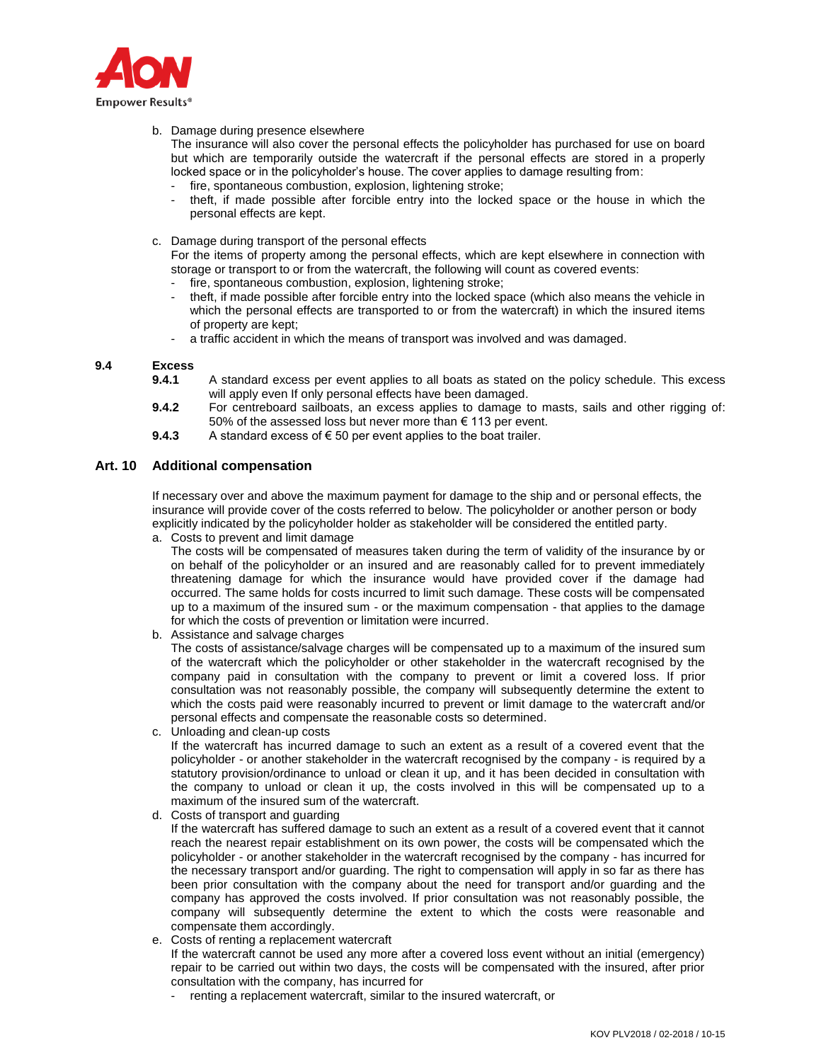b. Damage during presence elsewhere
   The insurance will also cover the personal effects the policyholder has purchased for use on board but which are temporarily outside the watercraft if the personal effects are stored in a properly locked space or in the policyholder's house. The cover applies to damage resulting from:
   - fire, spontaneous combustion, explosion, lightening stroke;
   - theft, if made possible after forcible entry into the locked space or the house in which the personal effects are kept.

c. Damage during transport of the personal effects
   For the items of property among the personal effects, which are kept elsewhere in connection with storage or transport to or from the watercraft, the following will count as covered events:
   - fire, spontaneous combustion, explosion, lightening stroke;
   - theft, if made possible after forcible entry into the locked space (which also means the vehicle in which the personal effects are transported to or from the watercraft) in which the insured items of property are kept;
   - a traffic accident in which the means of transport was involved and was damaged.

**9.4 Excess**

**9.4.1** A standard excess per event applies to all boats as stated on the policy schedule. This excess will apply even If only personal effects have been damaged.

**9.4.2** For centreboard sailboats, an excess applies to damage to masts, sails and other rigging of: 50% of the assessed loss but never more than € 113 per event.

**9.4.3** A standard excess of € 50 per event applies to the boat trailer.

## Art. 10 Additional compensation

If necessary over and above the maximum payment for damage to the ship and or personal effects, the insurance will provide cover of the costs referred to below. The policyholder or another person or body explicitly indicated by the policyholder holder as stakeholder will be considered the entitled party.

a. Costs to prevent and limit damage
   The costs will be compensated of measures taken during the term of validity of the insurance by or on behalf of the policyholder or an insured and are reasonably called for to prevent immediately threatening damage for which the insurance would have provided cover if the damage had occurred. The same holds for costs incurred to limit such damage. These costs will be compensated up to a maximum of the insured sum - or the maximum compensation - that applies to the damage for which the costs of prevention or limitation were incurred.

b. Assistance and salvage charges
   The costs of assistance/salvage charges will be compensated up to a maximum of the insured sum of the watercraft which the policyholder or other stakeholder in the watercraft recognised by the company paid in consultation with the company to prevent or limit a covered loss. If prior consultation was not reasonably possible, the company will subsequently determine the extent to which the costs paid were reasonably incurred to prevent or limit damage to the watercraft and/or personal effects and compensate the reasonable costs so determined.

c. Unloading and clean-up costs
   If the watercraft has incurred damage to such an extent as a result of a covered event that the policyholder - or another stakeholder in the watercraft recognised by the company - is required by a statutory provision/ordinance to unload or clean it up, and it has been decided in consultation with the company to unload or clean it up, the costs involved in this will be compensated up to a maximum of the insured sum of the watercraft.

d. Costs of transport and guarding
   If the watercraft has suffered damage to such an extent as a result of a covered event that it cannot reach the nearest repair establishment on its own power, the costs will be compensated which the policyholder - or another stakeholder in the watercraft recognised by the company - has incurred for the necessary transport and/or guarding. The right to compensation will apply in so far as there has been prior consultation with the company about the need for transport and/or guarding and the company has approved the costs involved. If prior consultation was not reasonably possible, the company will subsequently determine the extent to which the costs were reasonable and compensate them accordingly.

e. Costs of renting a replacement watercraft
   If the watercraft cannot be used any more after a covered loss event without an initial (emergency) repair to be carried out within two days, the costs will be compensated with the insured, after prior consultation with the company, has incurred for
   - renting a replacement watercraft, similar to the insured watercraft, or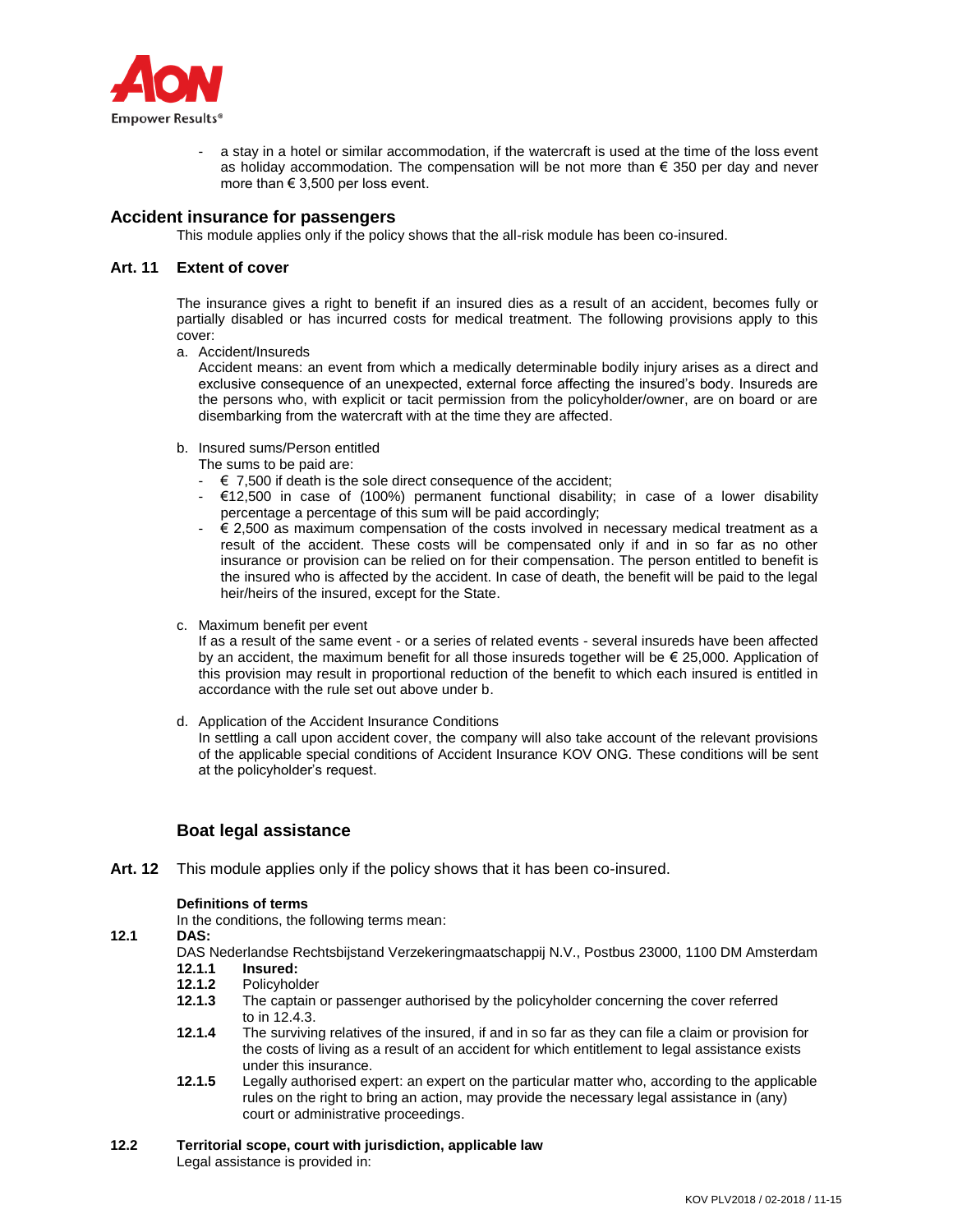- a stay in a hotel or similar accommodation, if the watercraft is used at the time of the loss event as holiday accommodation. The compensation will be not more than € 350 per day and never more than € 3,500 per loss event.

## Accident insurance for passengers

This module applies only if the policy shows that the all-risk module has been co-insured.

### Art. 11 Extent of cover

The insurance gives a right to benefit if an insured dies as a result of an accident, becomes fully or partially disabled or has incurred costs for medical treatment. The following provisions apply to this cover:

a. Accident/Insureds
Accident means: an event from which a medically determinable bodily injury arises as a direct and exclusive consequence of an unexpected, external force affecting the insured's body. Insureds are the persons who, with explicit or tacit permission from the policyholder/owner, are on board or are disembarking from the watercraft with at the time they are affected.

b. Insured sums/Person entitled
The sums to be paid are:
- € 7,500 if death is the sole direct consequence of the accident;
- €12,500 in case of (100%) permanent functional disability; in case of a lower disability percentage a percentage of this sum will be paid accordingly;
- € 2,500 as maximum compensation of the costs involved in necessary medical treatment as a result of the accident. These costs will be compensated only if and in so far as no other insurance or provision can be relied on for their compensation. The person entitled to benefit is the insured who is affected by the accident. In case of death, the benefit will be paid to the legal heir/heirs of the insured, except for the State.

c. Maximum benefit per event
If as a result of the same event - or a series of related events - several insureds have been affected by an accident, the maximum benefit for all those insureds together will be € 25,000. Application of this provision may result in proportional reduction of the benefit to which each insured is entitled in accordance with the rule set out above under b.

d. Application of the Accident Insurance Conditions
In settling a call upon accident cover, the company will also take account of the relevant provisions of the applicable special conditions of Accident Insurance KOV ONG. These conditions will be sent at the policyholder's request.

## Boat legal assistance

**Art. 12** This module applies only if the policy shows that it has been co-insured.

**Definitions of terms**
In the conditions, the following terms mean:

**12.1 DAS:**
DAS Nederlandse Rechtsbijstand Verzekeringmaatschappij N.V., Postbus 23000, 1100 DM Amsterdam

**12.1.1 Insured:**

**12.1.2** Policyholder

**12.1.3** The captain or passenger authorised by the policyholder concerning the cover referred to in 12.4.3.

**12.1.4** The surviving relatives of the insured, if and in so far as they can file a claim or provision for the costs of living as a result of an accident for which entitlement to legal assistance exists under this insurance.

**12.1.5** Legally authorised expert: an expert on the particular matter who, according to the applicable rules on the right to bring an action, may provide the necessary legal assistance in (any) court or administrative proceedings.

**12.2 Territorial scope, court with jurisdiction, applicable law**
Legal assistance is provided in: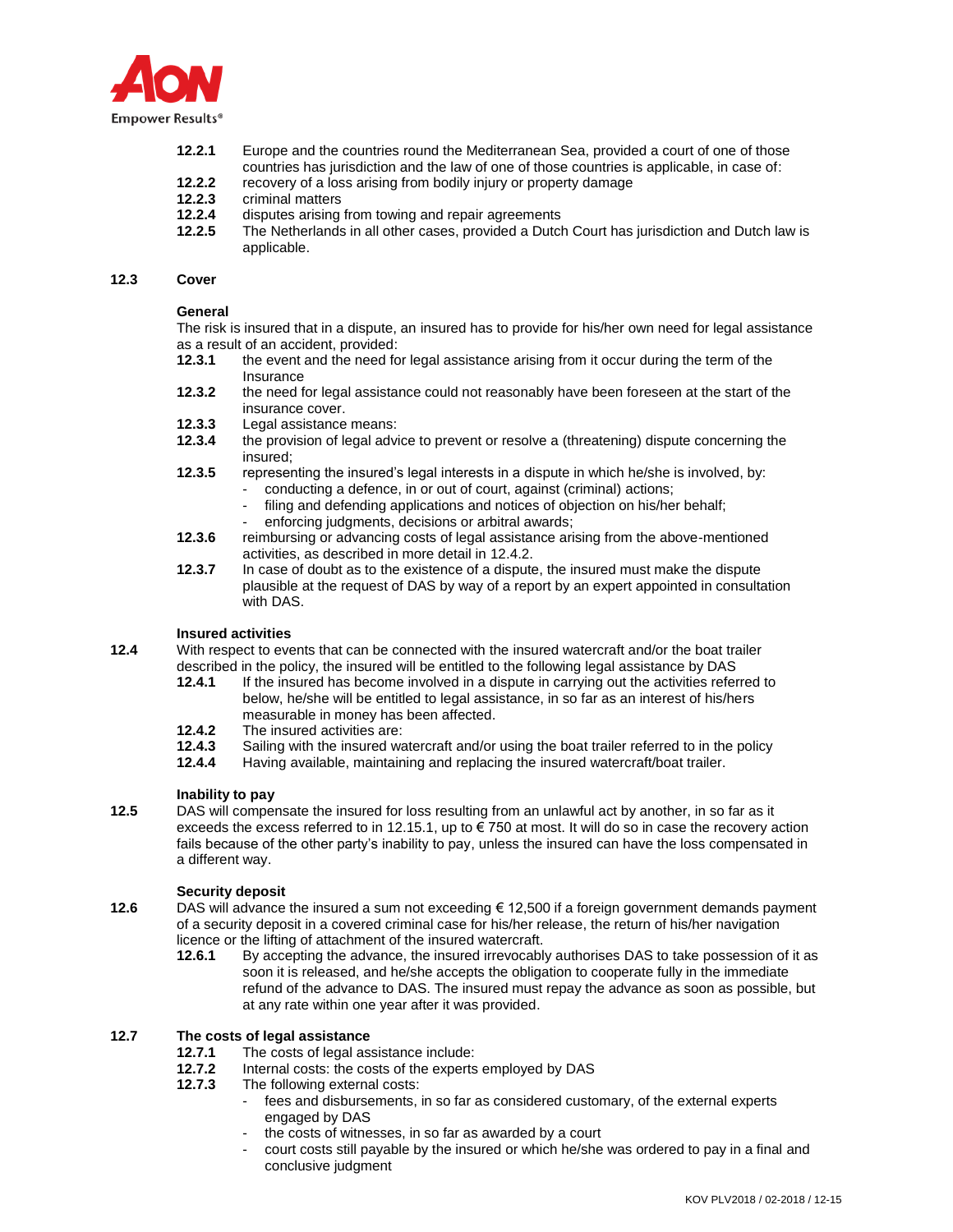**12.2.1** Europe and the countries round the Mediterranean Sea, provided a court of one of those countries has jurisdiction and the law of one of those countries is applicable, in case of:

**12.2.2** recovery of a loss arising from bodily injury or property damage

**12.2.3** criminal matters

**12.2.4** disputes arising from towing and repair agreements

**12.2.5** The Netherlands in all other cases, provided a Dutch Court has jurisdiction and Dutch law is applicable.

## 12.3 Cover

**General**

The risk is insured that in a dispute, an insured has to provide for his/her own need for legal assistance as a result of an accident, provided:

**12.3.1** the event and the need for legal assistance arising from it occur during the term of the Insurance

**12.3.2** the need for legal assistance could not reasonably have been foreseen at the start of the insurance cover.

**12.3.3** Legal assistance means:

**12.3.4** the provision of legal advice to prevent or resolve a (threatening) dispute concerning the insured;

**12.3.5** representing the insured's legal interests in a dispute in which he/she is involved, by:

- conducting a defence, in or out of court, against (criminal) actions;
- filing and defending applications and notices of objection on his/her behalf;
- enforcing judgments, decisions or arbitral awards;

**12.3.6** reimbursing or advancing costs of legal assistance arising from the above-mentioned activities, as described in more detail in 12.4.2.

**12.3.7** In case of doubt as to the existence of a dispute, the insured must make the dispute plausible at the request of DAS by way of a report by an expert appointed in consultation with DAS.

**Insured activities**

**12.4** With respect to events that can be connected with the insured watercraft and/or the boat trailer described in the policy, the insured will be entitled to the following legal assistance by DAS

**12.4.1** If the insured has become involved in a dispute in carrying out the activities referred to below, he/she will be entitled to legal assistance, in so far as an interest of his/hers measurable in money has been affected.

**12.4.2** The insured activities are:

**12.4.3** Sailing with the insured watercraft and/or using the boat trailer referred to in the policy

**12.4.4** Having available, maintaining and replacing the insured watercraft/boat trailer.

**Inability to pay**

**12.5** DAS will compensate the insured for loss resulting from an unlawful act by another, in so far as it exceeds the excess referred to in 12.15.1, up to € 750 at most. It will do so in case the recovery action fails because of the other party's inability to pay, unless the insured can have the loss compensated in a different way.

**Security deposit**

**12.6** DAS will advance the insured a sum not exceeding € 12,500 if a foreign government demands payment of a security deposit in a covered criminal case for his/her release, the return of his/her navigation licence or the lifting of attachment of the insured watercraft.

**12.6.1** By accepting the advance, the insured irrevocably authorises DAS to take possession of it as soon it is released, and he/she accepts the obligation to cooperate fully in the immediate refund of the advance to DAS. The insured must repay the advance as soon as possible, but at any rate within one year after it was provided.

## 12.7 The costs of legal assistance

**12.7.1** The costs of legal assistance include:

**12.7.2** Internal costs: the costs of the experts employed by DAS

**12.7.3** The following external costs:

- fees and disbursements, in so far as considered customary, of the external experts engaged by DAS
- the costs of witnesses, in so far as awarded by a court
- court costs still payable by the insured or which he/she was ordered to pay in a final and conclusive judgment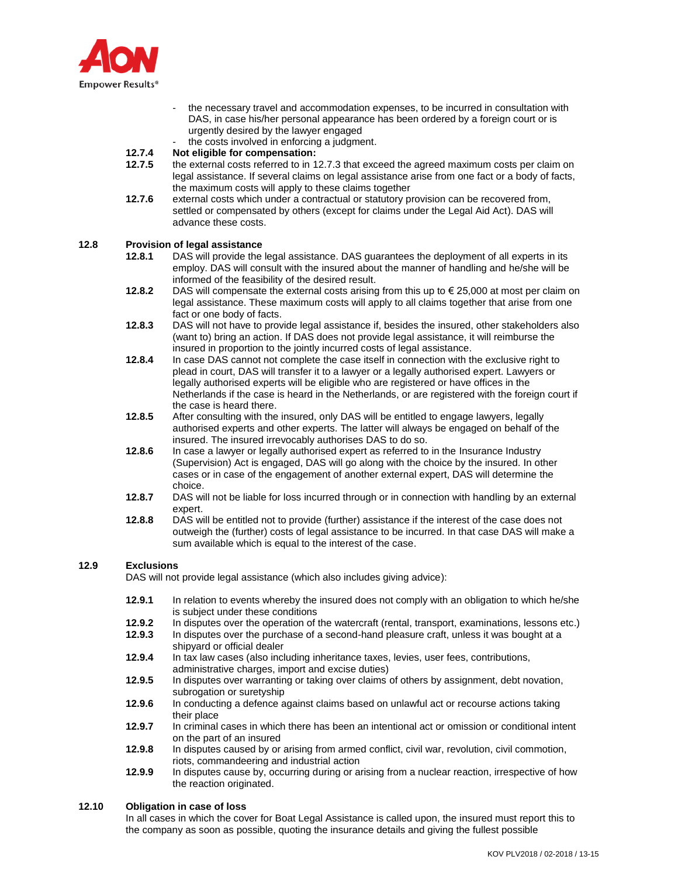- the necessary travel and accommodation expenses, to be incurred in consultation with DAS, in case his/her personal appearance has been ordered by a foreign court or is urgently desired by the lawyer engaged
- the costs involved in enforcing a judgment.

**12.7.4 Not eligible for compensation:**

**12.7.5** the external costs referred to in 12.7.3 that exceed the agreed maximum costs per claim on legal assistance. If several claims on legal assistance arise from one fact or a body of facts, the maximum costs will apply to these claims together

**12.7.6** external costs which under a contractual or statutory provision can be recovered from, settled or compensated by others (except for claims under the Legal Aid Act). DAS will advance these costs.

## 12.8 Provision of legal assistance

**12.8.1** DAS will provide the legal assistance. DAS guarantees the deployment of all experts in its employ. DAS will consult with the insured about the manner of handling and he/she will be informed of the feasibility of the desired result.

**12.8.2** DAS will compensate the external costs arising from this up to € 25,000 at most per claim on legal assistance. These maximum costs will apply to all claims together that arise from one fact or one body of facts.

**12.8.3** DAS will not have to provide legal assistance if, besides the insured, other stakeholders also (want to) bring an action. If DAS does not provide legal assistance, it will reimburse the insured in proportion to the jointly incurred costs of legal assistance.

**12.8.4** In case DAS cannot not complete the case itself in connection with the exclusive right to plead in court, DAS will transfer it to a lawyer or a legally authorised expert. Lawyers or legally authorised experts will be eligible who are registered or have offices in the Netherlands if the case is heard in the Netherlands, or are registered with the foreign court if the case is heard there.

**12.8.5** After consulting with the insured, only DAS will be entitled to engage lawyers, legally authorised experts and other experts. The latter will always be engaged on behalf of the insured. The insured irrevocably authorises DAS to do so.

**12.8.6** In case a lawyer or legally authorised expert as referred to in the Insurance Industry (Supervision) Act is engaged, DAS will go along with the choice by the insured. In other cases or in case of the engagement of another external expert, DAS will determine the choice.

**12.8.7** DAS will not be liable for loss incurred through or in connection with handling by an external expert.

**12.8.8** DAS will be entitled not to provide (further) assistance if the interest of the case does not outweigh the (further) costs of legal assistance to be incurred. In that case DAS will make a sum available which is equal to the interest of the case.

## 12.9 Exclusions

DAS will not provide legal assistance (which also includes giving advice):

**12.9.1** In relation to events whereby the insured does not comply with an obligation to which he/she is subject under these conditions

**12.9.2** In disputes over the operation of the watercraft (rental, transport, examinations, lessons etc.)

**12.9.3** In disputes over the purchase of a second-hand pleasure craft, unless it was bought at a shipyard or official dealer

**12.9.4** In tax law cases (also including inheritance taxes, levies, user fees, contributions, administrative charges, import and excise duties)

**12.9.5** In disputes over warranting or taking over claims of others by assignment, debt novation, subrogation or suretyship

**12.9.6** In conducting a defence against claims based on unlawful act or recourse actions taking their place

**12.9.7** In criminal cases in which there has been an intentional act or omission or conditional intent on the part of an insured

**12.9.8** In disputes caused by or arising from armed conflict, civil war, revolution, civil commotion, riots, commandeering and industrial action

**12.9.9** In disputes cause by, occurring during or arising from a nuclear reaction, irrespective of how the reaction originated.

## 12.10 Obligation in case of loss

In all cases in which the cover for Boat Legal Assistance is called upon, the insured must report this to the company as soon as possible, quoting the insurance details and giving the fullest possible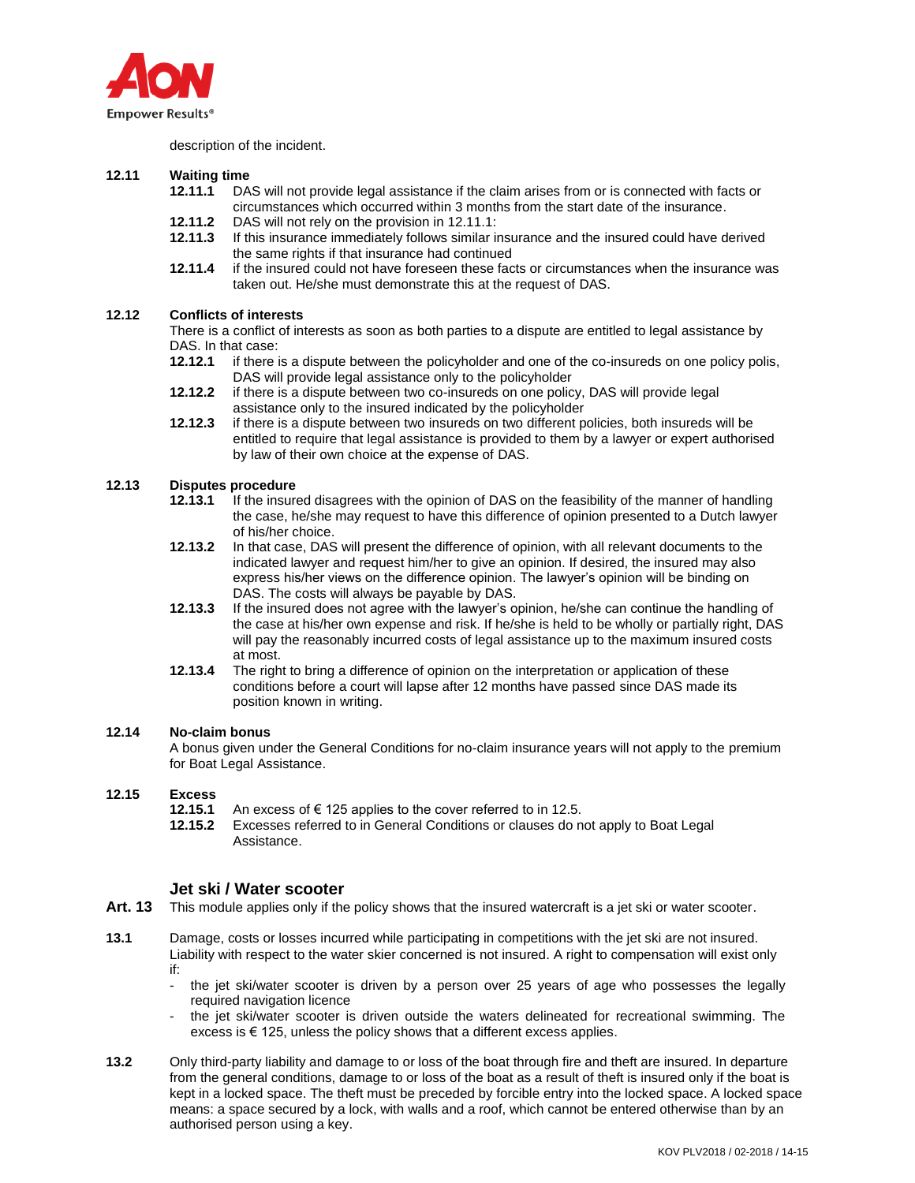description of the incident.

**12.11 Waiting time**

**12.11.1** DAS will not provide legal assistance if the claim arises from or is connected with facts or circumstances which occurred within 3 months from the start date of the insurance.

**12.11.2** DAS will not rely on the provision in 12.11.1:

**12.11.3** If this insurance immediately follows similar insurance and the insured could have derived the same rights if that insurance had continued

**12.11.4** if the insured could not have foreseen these facts or circumstances when the insurance was taken out. He/she must demonstrate this at the request of DAS.

**12.12 Conflicts of interests**

There is a conflict of interests as soon as both parties to a dispute are entitled to legal assistance by DAS. In that case:

**12.12.1** if there is a dispute between the policyholder and one of the co-insureds on one policy polis, DAS will provide legal assistance only to the policyholder

**12.12.2** if there is a dispute between two co-insureds on one policy, DAS will provide legal assistance only to the insured indicated by the policyholder

**12.12.3** if there is a dispute between two insureds on two different policies, both insureds will be entitled to require that legal assistance is provided to them by a lawyer or expert authorised by law of their own choice at the expense of DAS.

**12.13 Disputes procedure**

**12.13.1** If the insured disagrees with the opinion of DAS on the feasibility of the manner of handling the case, he/she may request to have this difference of opinion presented to a Dutch lawyer of his/her choice.

**12.13.2** In that case, DAS will present the difference of opinion, with all relevant documents to the indicated lawyer and request him/her to give an opinion. If desired, the insured may also express his/her views on the difference opinion. The lawyer's opinion will be binding on DAS. The costs will always be payable by DAS.

**12.13.3** If the insured does not agree with the lawyer's opinion, he/she can continue the handling of the case at his/her own expense and risk. If he/she is held to be wholly or partially right, DAS will pay the reasonably incurred costs of legal assistance up to the maximum insured costs at most.

**12.13.4** The right to bring a difference of opinion on the interpretation or application of these conditions before a court will lapse after 12 months have passed since DAS made its position known in writing.

**12.14 No-claim bonus**

A bonus given under the General Conditions for no-claim insurance years will not apply to the premium for Boat Legal Assistance.

**12.15 Excess**

**12.15.1** An excess of € 125 applies to the cover referred to in 12.5.

**12.15.2** Excesses referred to in General Conditions or clauses do not apply to Boat Legal Assistance.

## Jet ski / Water scooter

**Art. 13** This module applies only if the policy shows that the insured watercraft is a jet ski or water scooter.

**13.1** Damage, costs or losses incurred while participating in competitions with the jet ski are not insured. Liability with respect to the water skier concerned is not insured. A right to compensation will exist only if:

- the jet ski/water scooter is driven by a person over 25 years of age who possesses the legally required navigation licence
- the jet ski/water scooter is driven outside the waters delineated for recreational swimming. The excess is € 125, unless the policy shows that a different excess applies.

**13.2** Only third-party liability and damage to or loss of the boat through fire and theft are insured. In departure from the general conditions, damage to or loss of the boat as a result of theft is insured only if the boat is kept in a locked space. The theft must be preceded by forcible entry into the locked space. A locked space means: a space secured by a lock, with walls and a roof, which cannot be entered otherwise than by an authorised person using a key.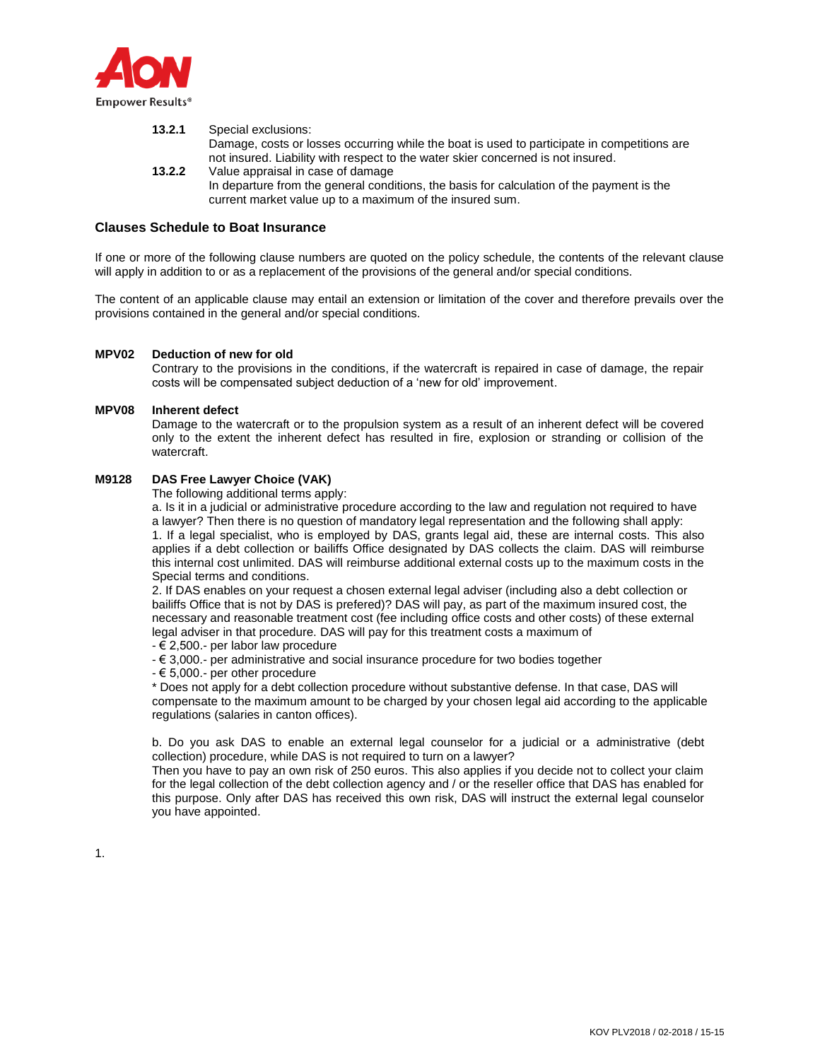**13.2.1** Special exclusions:
Damage, costs or losses occurring while the boat is used to participate in competitions are not insured. Liability with respect to the water skier concerned is not insured.

**13.2.2** Value appraisal in case of damage
In departure from the general conditions, the basis for calculation of the payment is the current market value up to a maximum of the insured sum.

### Clauses Schedule to Boat Insurance

If one or more of the following clause numbers are quoted on the policy schedule, the contents of the relevant clause will apply in addition to or as a replacement of the provisions of the general and/or special conditions.

The content of an applicable clause may entail an extension or limitation of the cover and therefore prevails over the provisions contained in the general and/or special conditions.

**MPV02 Deduction of new for old**
Contrary to the provisions in the conditions, if the watercraft is repaired in case of damage, the repair costs will be compensated subject deduction of a 'new for old' improvement.

**MPV08 Inherent defect**
Damage to the watercraft or to the propulsion system as a result of an inherent defect will be covered only to the extent the inherent defect has resulted in fire, explosion or stranding or collision of the watercraft.

**M9128 DAS Free Lawyer Choice (VAK)**
The following additional terms apply:
a. Is it in a judicial or administrative procedure according to the law and regulation not required to have a lawyer? Then there is no question of mandatory legal representation and the following shall apply:
1. If a legal specialist, who is employed by DAS, grants legal aid, these are internal costs. This also applies if a debt collection or bailiffs Office designated by DAS collects the claim. DAS will reimburse this internal cost unlimited. DAS will reimburse additional external costs up to the maximum costs in the Special terms and conditions.
2. If DAS enables on your request a chosen external legal adviser (including also a debt collection or bailiffs Office that is not by DAS is prefered)? DAS will pay, as part of the maximum insured cost, the necessary and reasonable treatment cost (fee including office costs and other costs) of these external legal adviser in that procedure. DAS will pay for this treatment costs a maximum of
- € 2,500.- per labor law procedure
- € 3,000.- per administrative and social insurance procedure for two bodies together
- € 5,000.- per other procedure
* Does not apply for a debt collection procedure without substantive defense. In that case, DAS will compensate to the maximum amount to be charged by your chosen legal aid according to the applicable regulations (salaries in canton offices).

b. Do you ask DAS to enable an external legal counselor for a judicial or a administrative (debt collection) procedure, while DAS is not required to turn on a lawyer?
Then you have to pay an own risk of 250 euros. This also applies if you decide not to collect your claim for the legal collection of the debt collection agency and / or the reseller office that DAS has enabled for this purpose. Only after DAS has received this own risk, DAS will instruct the external legal counselor you have appointed.

1.